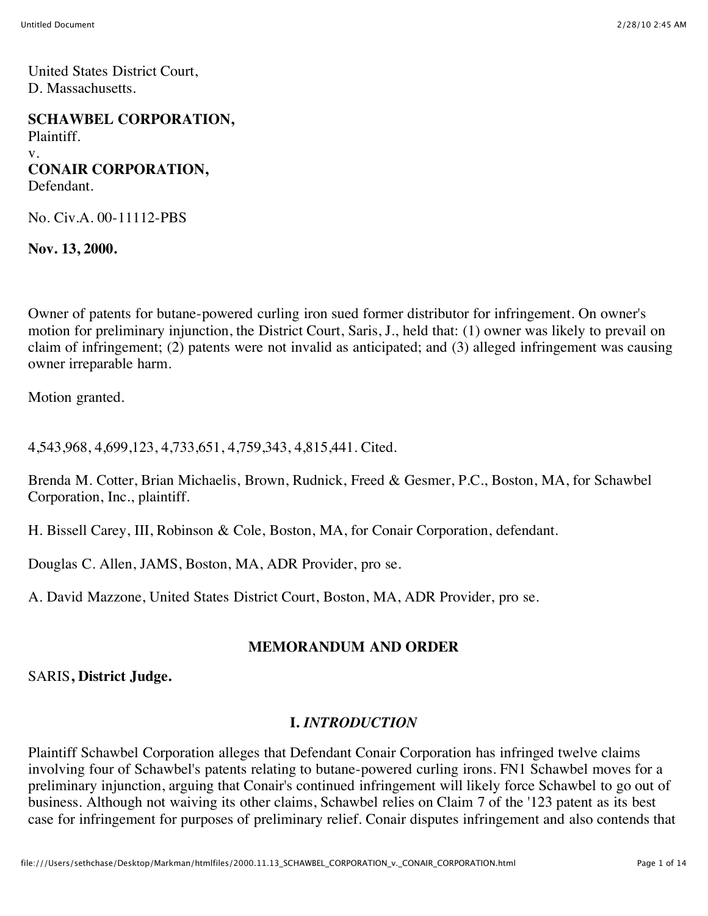United States District Court,
D. Massachusetts.

**SCHAWBEL CORPORATION,**
Plaintiff.
v.
**CONAIR CORPORATION,**
Defendant.

No. Civ.A. 00-11112-PBS

**Nov. 13, 2000.**

Owner of patents for butane-powered curling iron sued former distributor for infringement. On owner's motion for preliminary injunction, the District Court, Saris, J., held that: (1) owner was likely to prevail on claim of infringement; (2) patents were not invalid as anticipated; and (3) alleged infringement was causing owner irreparable harm.

Motion granted.

4,543,968, 4,699,123, 4,733,651, 4,759,343, 4,815,441. Cited.

Brenda M. Cotter, Brian Michaelis, Brown, Rudnick, Freed & Gesmer, P.C., Boston, MA, for Schawbel Corporation, Inc., plaintiff.

H. Bissell Carey, III, Robinson & Cole, Boston, MA, for Conair Corporation, defendant.

Douglas C. Allen, JAMS, Boston, MA, ADR Provider, pro se.

A. David Mazzone, United States District Court, Boston, MA, ADR Provider, pro se.

## MEMORANDUM AND ORDER

SARIS**, District Judge.**

### I. *INTRODUCTION*

Plaintiff Schawbel Corporation alleges that Defendant Conair Corporation has infringed twelve claims involving four of Schawbel's patents relating to butane-powered curling irons. FN1 Schawbel moves for a preliminary injunction, arguing that Conair's continued infringement will likely force Schawbel to go out of business. Although not waiving its other claims, Schawbel relies on Claim 7 of the '123 patent as its best case for infringement for purposes of preliminary relief. Conair disputes infringement and also contends that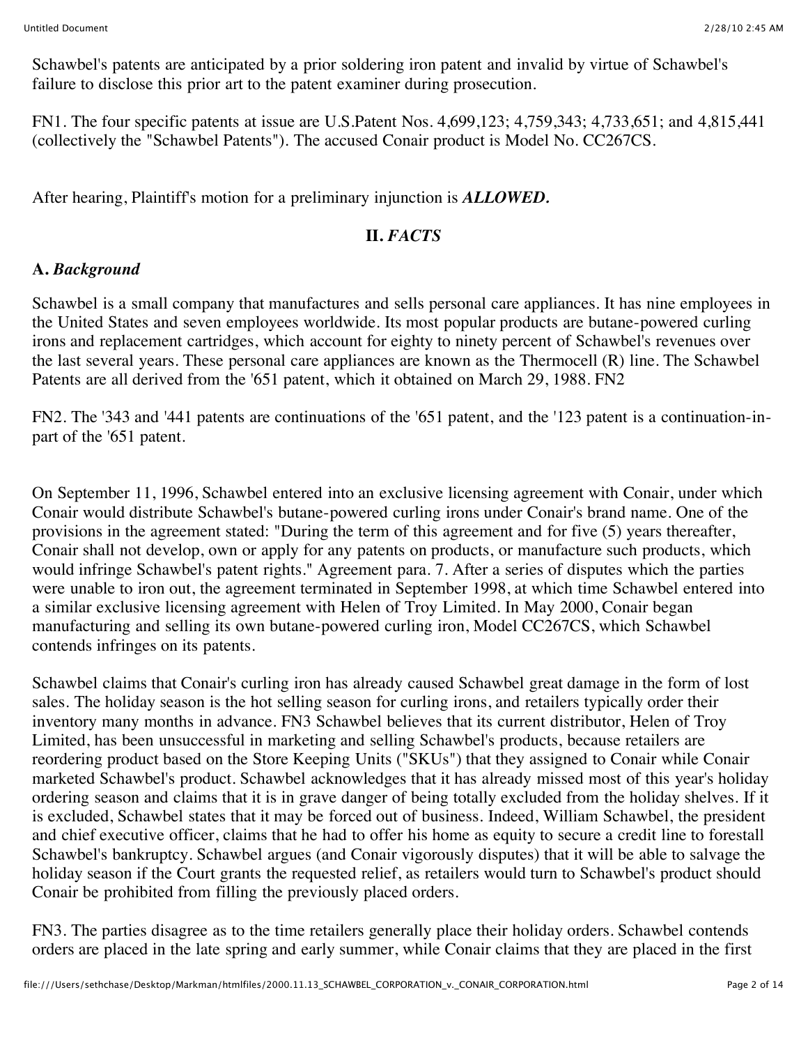Schawbel's patents are anticipated by a prior soldering iron patent and invalid by virtue of Schawbel's failure to disclose this prior art to the patent examiner during prosecution.

FN1. The four specific patents at issue are U.S.Patent Nos. 4,699,123; 4,759,343; 4,733,651; and 4,815,441 (collectively the "Schawbel Patents"). The accused Conair product is Model No. CC267CS.

After hearing, Plaintiff's motion for a preliminary injunction is ***ALLOWED.***

## II. *FACTS*

### A. *Background*

Schawbel is a small company that manufactures and sells personal care appliances. It has nine employees in the United States and seven employees worldwide. Its most popular products are butane-powered curling irons and replacement cartridges, which account for eighty to ninety percent of Schawbel's revenues over the last several years. These personal care appliances are known as the Thermocell (R) line. The Schawbel Patents are all derived from the '651 patent, which it obtained on March 29, 1988. FN2

FN2. The '343 and '441 patents are continuations of the '651 patent, and the '123 patent is a continuation-in-part of the '651 patent.

On September 11, 1996, Schawbel entered into an exclusive licensing agreement with Conair, under which Conair would distribute Schawbel's butane-powered curling irons under Conair's brand name. One of the provisions in the agreement stated: "During the term of this agreement and for five (5) years thereafter, Conair shall not develop, own or apply for any patents on products, or manufacture such products, which would infringe Schawbel's patent rights." Agreement para. 7. After a series of disputes which the parties were unable to iron out, the agreement terminated in September 1998, at which time Schawbel entered into a similar exclusive licensing agreement with Helen of Troy Limited. In May 2000, Conair began manufacturing and selling its own butane-powered curling iron, Model CC267CS, which Schawbel contends infringes on its patents.

Schawbel claims that Conair's curling iron has already caused Schawbel great damage in the form of lost sales. The holiday season is the hot selling season for curling irons, and retailers typically order their inventory many months in advance. FN3 Schawbel believes that its current distributor, Helen of Troy Limited, has been unsuccessful in marketing and selling Schawbel's products, because retailers are reordering product based on the Store Keeping Units ("SKUs") that they assigned to Conair while Conair marketed Schawbel's product. Schawbel acknowledges that it has already missed most of this year's holiday ordering season and claims that it is in grave danger of being totally excluded from the holiday shelves. If it is excluded, Schawbel states that it may be forced out of business. Indeed, William Schawbel, the president and chief executive officer, claims that he had to offer his home as equity to secure a credit line to forestall Schawbel's bankruptcy. Schawbel argues (and Conair vigorously disputes) that it will be able to salvage the holiday season if the Court grants the requested relief, as retailers would turn to Schawbel's product should Conair be prohibited from filling the previously placed orders.

FN3. The parties disagree as to the time retailers generally place their holiday orders. Schawbel contends orders are placed in the late spring and early summer, while Conair claims that they are placed in the first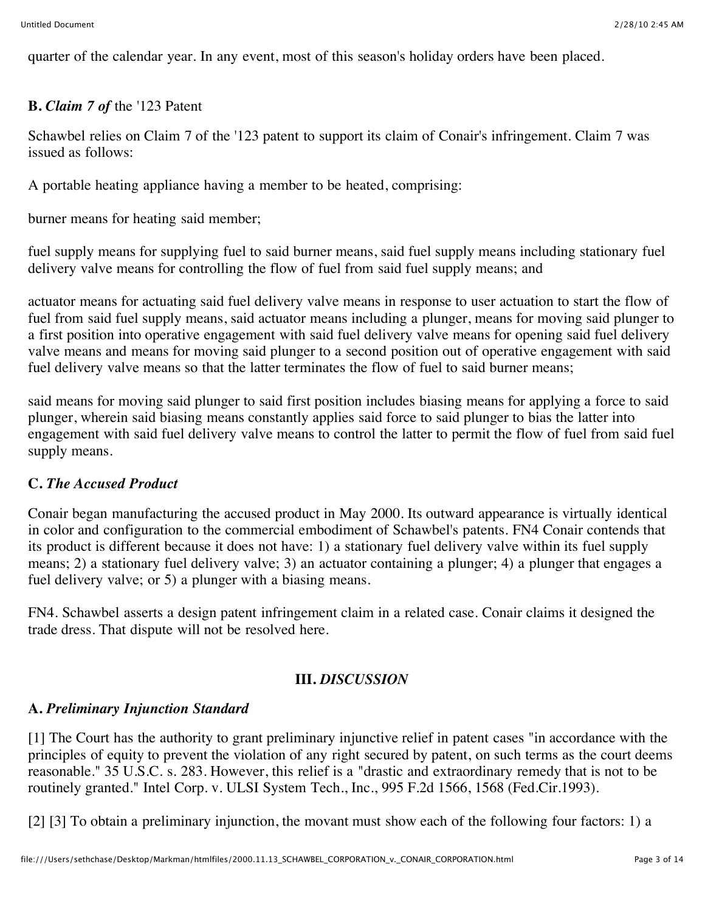quarter of the calendar year. In any event, most of this season's holiday orders have been placed.

**B.** ***Claim 7 of*** **the '123 Patent**

Schawbel relies on Claim 7 of the '123 patent to support its claim of Conair's infringement. Claim 7 was issued as follows:

A portable heating appliance having a member to be heated, comprising:

burner means for heating said member;

fuel supply means for supplying fuel to said burner means, said fuel supply means including stationary fuel delivery valve means for controlling the flow of fuel from said fuel supply means; and

actuator means for actuating said fuel delivery valve means in response to user actuation to start the flow of fuel from said fuel supply means, said actuator means including a plunger, means for moving said plunger to a first position into operative engagement with said fuel delivery valve means for opening said fuel delivery valve means and means for moving said plunger to a second position out of operative engagement with said fuel delivery valve means so that the latter terminates the flow of fuel to said burner means;

said means for moving said plunger to said first position includes biasing means for applying a force to said plunger, wherein said biasing means constantly applies said force to said plunger to bias the latter into engagement with said fuel delivery valve means to control the latter to permit the flow of fuel from said fuel supply means.

**C.** ***The Accused Product***

Conair began manufacturing the accused product in May 2000. Its outward appearance is virtually identical in color and configuration to the commercial embodiment of Schawbel's patents. FN4 Conair contends that its product is different because it does not have: 1) a stationary fuel delivery valve within its fuel supply means; 2) a stationary fuel delivery valve; 3) an actuator containing a plunger; 4) a plunger that engages a fuel delivery valve; or 5) a plunger with a biasing means.

FN4. Schawbel asserts a design patent infringement claim in a related case. Conair claims it designed the trade dress. That dispute will not be resolved here.

## III. *DISCUSSION*

**A.** ***Preliminary Injunction Standard***

[1] The Court has the authority to grant preliminary injunctive relief in patent cases "in accordance with the principles of equity to prevent the violation of any right secured by patent, on such terms as the court deems reasonable." 35 U.S.C. s. 283. However, this relief is a "drastic and extraordinary remedy that is not to be routinely granted." Intel Corp. v. ULSI System Tech., Inc., 995 F.2d 1566, 1568 (Fed.Cir.1993).

[2] [3] To obtain a preliminary injunction, the movant must show each of the following four factors: 1) a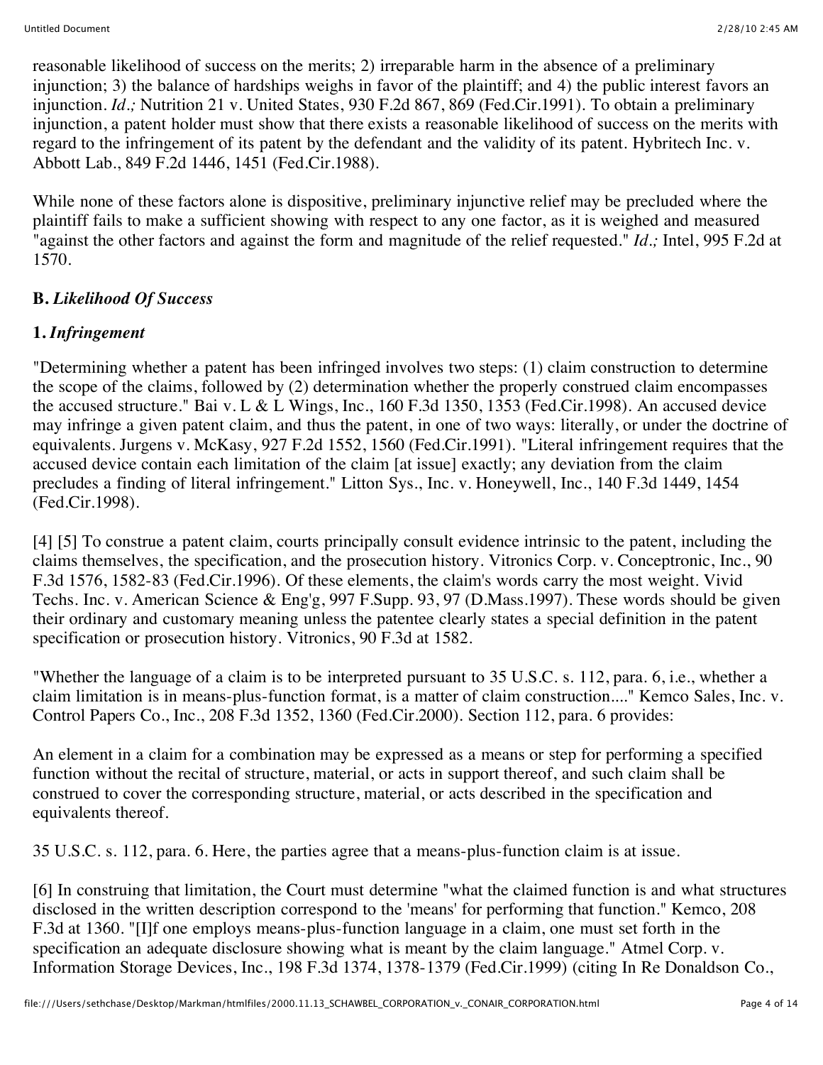reasonable likelihood of success on the merits; 2) irreparable harm in the absence of a preliminary injunction; 3) the balance of hardships weighs in favor of the plaintiff; and 4) the public interest favors an injunction. *Id.;* Nutrition 21 v. United States, 930 F.2d 867, 869 (Fed.Cir.1991). To obtain a preliminary injunction, a patent holder must show that there exists a reasonable likelihood of success on the merits with regard to the infringement of its patent by the defendant and the validity of its patent. Hybritech Inc. v. Abbott Lab., 849 F.2d 1446, 1451 (Fed.Cir.1988).

While none of these factors alone is dispositive, preliminary injunctive relief may be precluded where the plaintiff fails to make a sufficient showing with respect to any one factor, as it is weighed and measured "against the other factors and against the form and magnitude of the relief requested." *Id.;* Intel, 995 F.2d at 1570.

**B.** ***Likelihood Of Success***

**1.** ***Infringement***

"Determining whether a patent has been infringed involves two steps: (1) claim construction to determine the scope of the claims, followed by (2) determination whether the properly construed claim encompasses the accused structure." Bai v. L & L Wings, Inc., 160 F.3d 1350, 1353 (Fed.Cir.1998). An accused device may infringe a given patent claim, and thus the patent, in one of two ways: literally, or under the doctrine of equivalents. Jurgens v. McKasy, 927 F.2d 1552, 1560 (Fed.Cir.1991). "Literal infringement requires that the accused device contain each limitation of the claim [at issue] exactly; any deviation from the claim precludes a finding of literal infringement." Litton Sys., Inc. v. Honeywell, Inc., 140 F.3d 1449, 1454 (Fed.Cir.1998).

[4] [5] To construe a patent claim, courts principally consult evidence intrinsic to the patent, including the claims themselves, the specification, and the prosecution history. Vitronics Corp. v. Conceptronic, Inc., 90 F.3d 1576, 1582-83 (Fed.Cir.1996). Of these elements, the claim's words carry the most weight. Vivid Techs. Inc. v. American Science & Eng'g, 997 F.Supp. 93, 97 (D.Mass.1997). These words should be given their ordinary and customary meaning unless the patentee clearly states a special definition in the patent specification or prosecution history. Vitronics, 90 F.3d at 1582.

"Whether the language of a claim is to be interpreted pursuant to 35 U.S.C. s. 112, para. 6, i.e., whether a claim limitation is in means-plus-function format, is a matter of claim construction...." Kemco Sales, Inc. v. Control Papers Co., Inc., 208 F.3d 1352, 1360 (Fed.Cir.2000). Section 112, para. 6 provides:

An element in a claim for a combination may be expressed as a means or step for performing a specified function without the recital of structure, material, or acts in support thereof, and such claim shall be construed to cover the corresponding structure, material, or acts described in the specification and equivalents thereof.

35 U.S.C. s. 112, para. 6. Here, the parties agree that a means-plus-function claim is at issue.

[6] In construing that limitation, the Court must determine "what the claimed function is and what structures disclosed in the written description correspond to the 'means' for performing that function." Kemco, 208 F.3d at 1360. "[I]f one employs means-plus-function language in a claim, one must set forth in the specification an adequate disclosure showing what is meant by the claim language." Atmel Corp. v. Information Storage Devices, Inc., 198 F.3d 1374, 1378-1379 (Fed.Cir.1999) (citing In Re Donaldson Co.,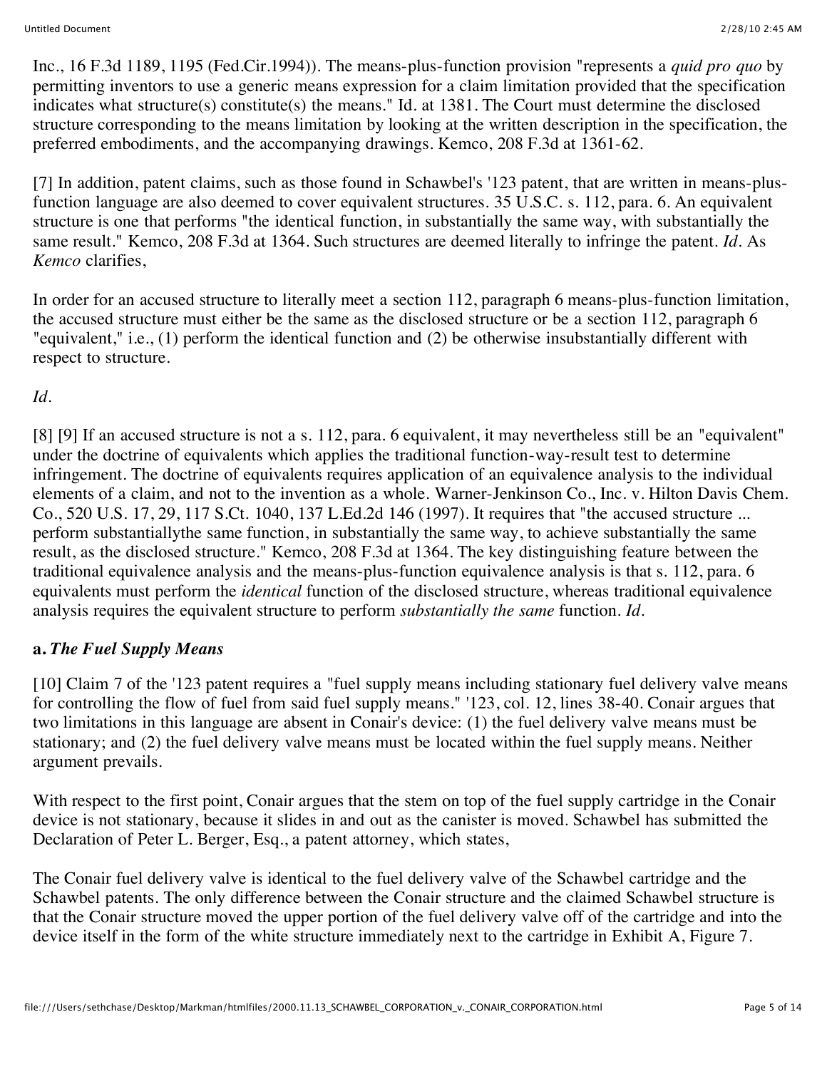Inc., 16 F.3d 1189, 1195 (Fed.Cir.1994)). The means-plus-function provision "represents a *quid pro quo* by permitting inventors to use a generic means expression for a claim limitation provided that the specification indicates what structure(s) constitute(s) the means." Id. at 1381. The Court must determine the disclosed structure corresponding to the means limitation by looking at the written description in the specification, the preferred embodiments, and the accompanying drawings. Kemco, 208 F.3d at 1361-62.

[7] In addition, patent claims, such as those found in Schawbel's '123 patent, that are written in means-plus-function language are also deemed to cover equivalent structures. 35 U.S.C. s. 112, para. 6. An equivalent structure is one that performs "the identical function, in substantially the same way, with substantially the same result." Kemco, 208 F.3d at 1364. Such structures are deemed literally to infringe the patent. *Id*. As *Kemco* clarifies,

In order for an accused structure to literally meet a section 112, paragraph 6 means-plus-function limitation, the accused structure must either be the same as the disclosed structure or be a section 112, paragraph 6 "equivalent," i.e., (1) perform the identical function and (2) be otherwise insubstantially different with respect to structure.

*Id*.

[8] [9] If an accused structure is not a s. 112, para. 6 equivalent, it may nevertheless still be an "equivalent" under the doctrine of equivalents which applies the traditional function-way-result test to determine infringement. The doctrine of equivalents requires application of an equivalence analysis to the individual elements of a claim, and not to the invention as a whole. Warner-Jenkinson Co., Inc. v. Hilton Davis Chem. Co., 520 U.S. 17, 29, 117 S.Ct. 1040, 137 L.Ed.2d 146 (1997). It requires that "the accused structure ... perform substantiallythe same function, in substantially the same way, to achieve substantially the same result, as the disclosed structure." Kemco, 208 F.3d at 1364. The key distinguishing feature between the traditional equivalence analysis and the means-plus-function equivalence analysis is that s. 112, para. 6 equivalents must perform the *identical* function of the disclosed structure, whereas traditional equivalence analysis requires the equivalent structure to perform *substantially the same* function. *Id*.

**a.** ***The Fuel Supply Means***

[10] Claim 7 of the '123 patent requires a "fuel supply means including stationary fuel delivery valve means for controlling the flow of fuel from said fuel supply means." '123, col. 12, lines 38-40. Conair argues that two limitations in this language are absent in Conair's device: (1) the fuel delivery valve means must be stationary; and (2) the fuel delivery valve means must be located within the fuel supply means. Neither argument prevails.

With respect to the first point, Conair argues that the stem on top of the fuel supply cartridge in the Conair device is not stationary, because it slides in and out as the canister is moved. Schawbel has submitted the Declaration of Peter L. Berger, Esq., a patent attorney, which states,

The Conair fuel delivery valve is identical to the fuel delivery valve of the Schawbel cartridge and the Schawbel patents. The only difference between the Conair structure and the claimed Schawbel structure is that the Conair structure moved the upper portion of the fuel delivery valve off of the cartridge and into the device itself in the form of the white structure immediately next to the cartridge in Exhibit A, Figure 7.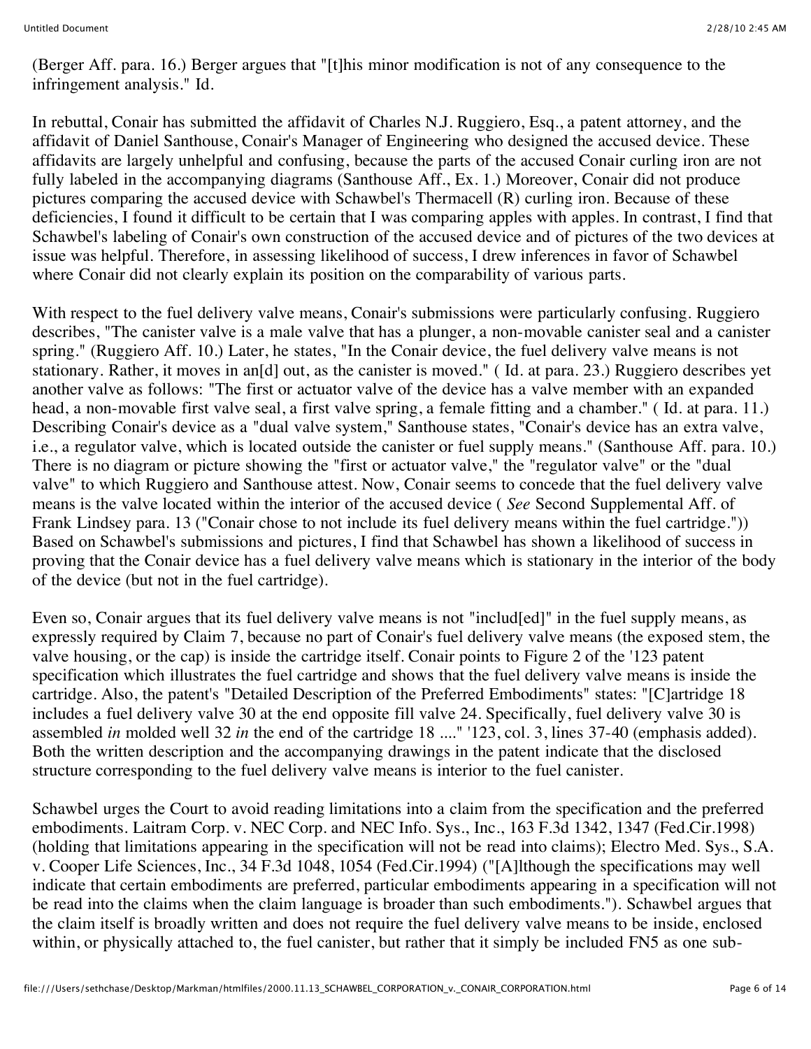(Berger Aff. para. 16.) Berger argues that "[t]his minor modification is not of any consequence to the infringement analysis." Id.

In rebuttal, Conair has submitted the affidavit of Charles N.J. Ruggiero, Esq., a patent attorney, and the affidavit of Daniel Santhouse, Conair's Manager of Engineering who designed the accused device. These affidavits are largely unhelpful and confusing, because the parts of the accused Conair curling iron are not fully labeled in the accompanying diagrams (Santhouse Aff., Ex. 1.) Moreover, Conair did not produce pictures comparing the accused device with Schawbel's Thermacell (R) curling iron. Because of these deficiencies, I found it difficult to be certain that I was comparing apples with apples. In contrast, I find that Schawbel's labeling of Conair's own construction of the accused device and of pictures of the two devices at issue was helpful. Therefore, in assessing likelihood of success, I drew inferences in favor of Schawbel where Conair did not clearly explain its position on the comparability of various parts.

With respect to the fuel delivery valve means, Conair's submissions were particularly confusing. Ruggiero describes, "The canister valve is a male valve that has a plunger, a non-movable canister seal and a canister spring." (Ruggiero Aff. 10.) Later, he states, "In the Conair device, the fuel delivery valve means is not stationary. Rather, it moves in an[d] out, as the canister is moved." ( Id. at para. 23.) Ruggiero describes yet another valve as follows: "The first or actuator valve of the device has a valve member with an expanded head, a non-movable first valve seal, a first valve spring, a female fitting and a chamber." ( Id. at para. 11.) Describing Conair's device as a "dual valve system," Santhouse states, "Conair's device has an extra valve, i.e., a regulator valve, which is located outside the canister or fuel supply means." (Santhouse Aff. para. 10.) There is no diagram or picture showing the "first or actuator valve," the "regulator valve" or the "dual valve" to which Ruggiero and Santhouse attest. Now, Conair seems to concede that the fuel delivery valve means is the valve located within the interior of the accused device ( *See* Second Supplemental Aff. of Frank Lindsey para. 13 ("Conair chose to not include its fuel delivery means within the fuel cartridge.")) Based on Schawbel's submissions and pictures, I find that Schawbel has shown a likelihood of success in proving that the Conair device has a fuel delivery valve means which is stationary in the interior of the body of the device (but not in the fuel cartridge).

Even so, Conair argues that its fuel delivery valve means is not "includ[ed]" in the fuel supply means, as expressly required by Claim 7, because no part of Conair's fuel delivery valve means (the exposed stem, the valve housing, or the cap) is inside the cartridge itself. Conair points to Figure 2 of the '123 patent specification which illustrates the fuel cartridge and shows that the fuel delivery valve means is inside the cartridge. Also, the patent's "Detailed Description of the Preferred Embodiments" states: "[C]artridge 18 includes a fuel delivery valve 30 at the end opposite fill valve 24. Specifically, fuel delivery valve 30 is assembled *in* molded well 32 *in* the end of the cartridge 18 ...." '123, col. 3, lines 37-40 (emphasis added). Both the written description and the accompanying drawings in the patent indicate that the disclosed structure corresponding to the fuel delivery valve means is interior to the fuel canister.

Schawbel urges the Court to avoid reading limitations into a claim from the specification and the preferred embodiments. Laitram Corp. v. NEC Corp. and NEC Info. Sys., Inc., 163 F.3d 1342, 1347 (Fed.Cir.1998) (holding that limitations appearing in the specification will not be read into claims); Electro Med. Sys., S.A. v. Cooper Life Sciences, Inc., 34 F.3d 1048, 1054 (Fed.Cir.1994) ("[A]lthough the specifications may well indicate that certain embodiments are preferred, particular embodiments appearing in a specification will not be read into the claims when the claim language is broader than such embodiments."). Schawbel argues that the claim itself is broadly written and does not require the fuel delivery valve means to be inside, enclosed within, or physically attached to, the fuel canister, but rather that it simply be included FN5 as one sub-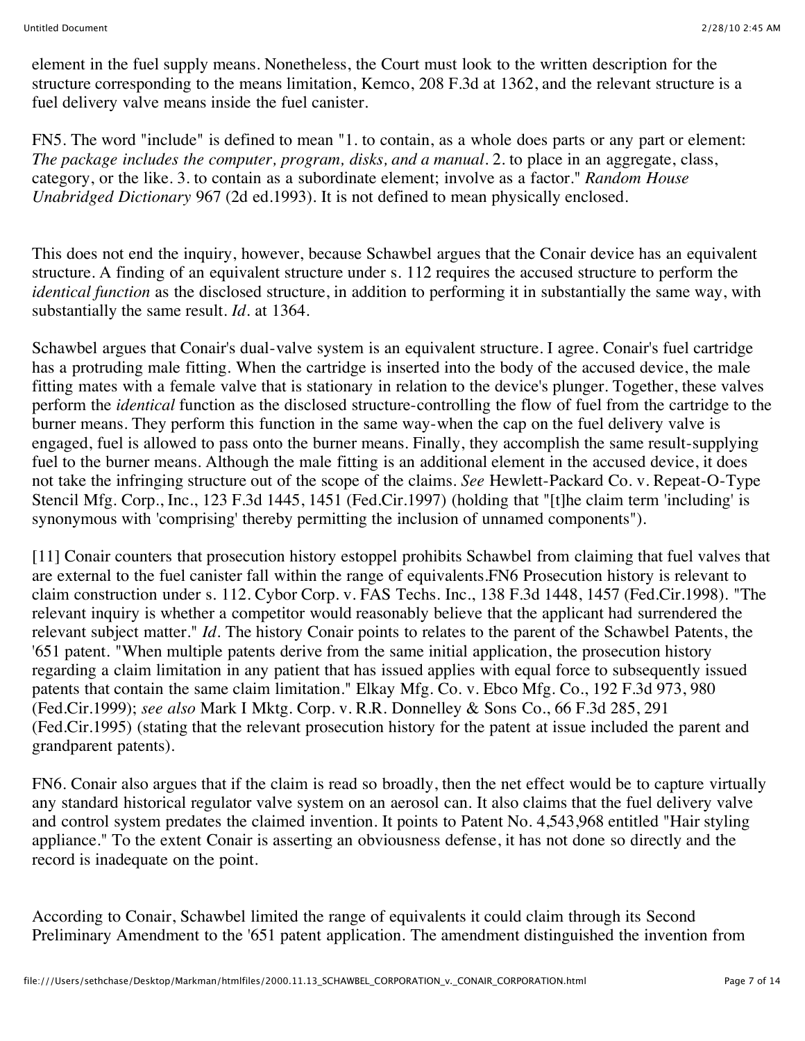element in the fuel supply means. Nonetheless, the Court must look to the written description for the structure corresponding to the means limitation, Kemco, 208 F.3d at 1362, and the relevant structure is a fuel delivery valve means inside the fuel canister.

FN5. The word "include" is defined to mean "1. to contain, as a whole does parts or any part or element: *The package includes the computer, program, disks, and a manual*. 2. to place in an aggregate, class, category, or the like. 3. to contain as a subordinate element; involve as a factor." *Random House Unabridged Dictionary* 967 (2d ed.1993). It is not defined to mean physically enclosed.

This does not end the inquiry, however, because Schawbel argues that the Conair device has an equivalent structure. A finding of an equivalent structure under s. 112 requires the accused structure to perform the *identical function* as the disclosed structure, in addition to performing it in substantially the same way, with substantially the same result. *Id*. at 1364.

Schawbel argues that Conair's dual-valve system is an equivalent structure. I agree. Conair's fuel cartridge has a protruding male fitting. When the cartridge is inserted into the body of the accused device, the male fitting mates with a female valve that is stationary in relation to the device's plunger. Together, these valves perform the *identical* function as the disclosed structure-controlling the flow of fuel from the cartridge to the burner means. They perform this function in the same way-when the cap on the fuel delivery valve is engaged, fuel is allowed to pass onto the burner means. Finally, they accomplish the same result-supplying fuel to the burner means. Although the male fitting is an additional element in the accused device, it does not take the infringing structure out of the scope of the claims. *See* Hewlett-Packard Co. v. Repeat-O-Type Stencil Mfg. Corp., Inc., 123 F.3d 1445, 1451 (Fed.Cir.1997) (holding that "[t]he claim term 'including' is synonymous with 'comprising' thereby permitting the inclusion of unnamed components").

[11] Conair counters that prosecution history estoppel prohibits Schawbel from claiming that fuel valves that are external to the fuel canister fall within the range of equivalents.FN6 Prosecution history is relevant to claim construction under s. 112. Cybor Corp. v. FAS Techs. Inc., 138 F.3d 1448, 1457 (Fed.Cir.1998). "The relevant inquiry is whether a competitor would reasonably believe that the applicant had surrendered the relevant subject matter." *Id*. The history Conair points to relates to the parent of the Schawbel Patents, the '651 patent. "When multiple patents derive from the same initial application, the prosecution history regarding a claim limitation in any patient that has issued applies with equal force to subsequently issued patents that contain the same claim limitation." Elkay Mfg. Co. v. Ebco Mfg. Co., 192 F.3d 973, 980 (Fed.Cir.1999); *see also* Mark I Mktg. Corp. v. R.R. Donnelley & Sons Co., 66 F.3d 285, 291 (Fed.Cir.1995) (stating that the relevant prosecution history for the patent at issue included the parent and grandparent patents).

FN6. Conair also argues that if the claim is read so broadly, then the net effect would be to capture virtually any standard historical regulator valve system on an aerosol can. It also claims that the fuel delivery valve and control system predates the claimed invention. It points to Patent No. 4,543,968 entitled "Hair styling appliance." To the extent Conair is asserting an obviousness defense, it has not done so directly and the record is inadequate on the point.

According to Conair, Schawbel limited the range of equivalents it could claim through its Second Preliminary Amendment to the '651 patent application. The amendment distinguished the invention from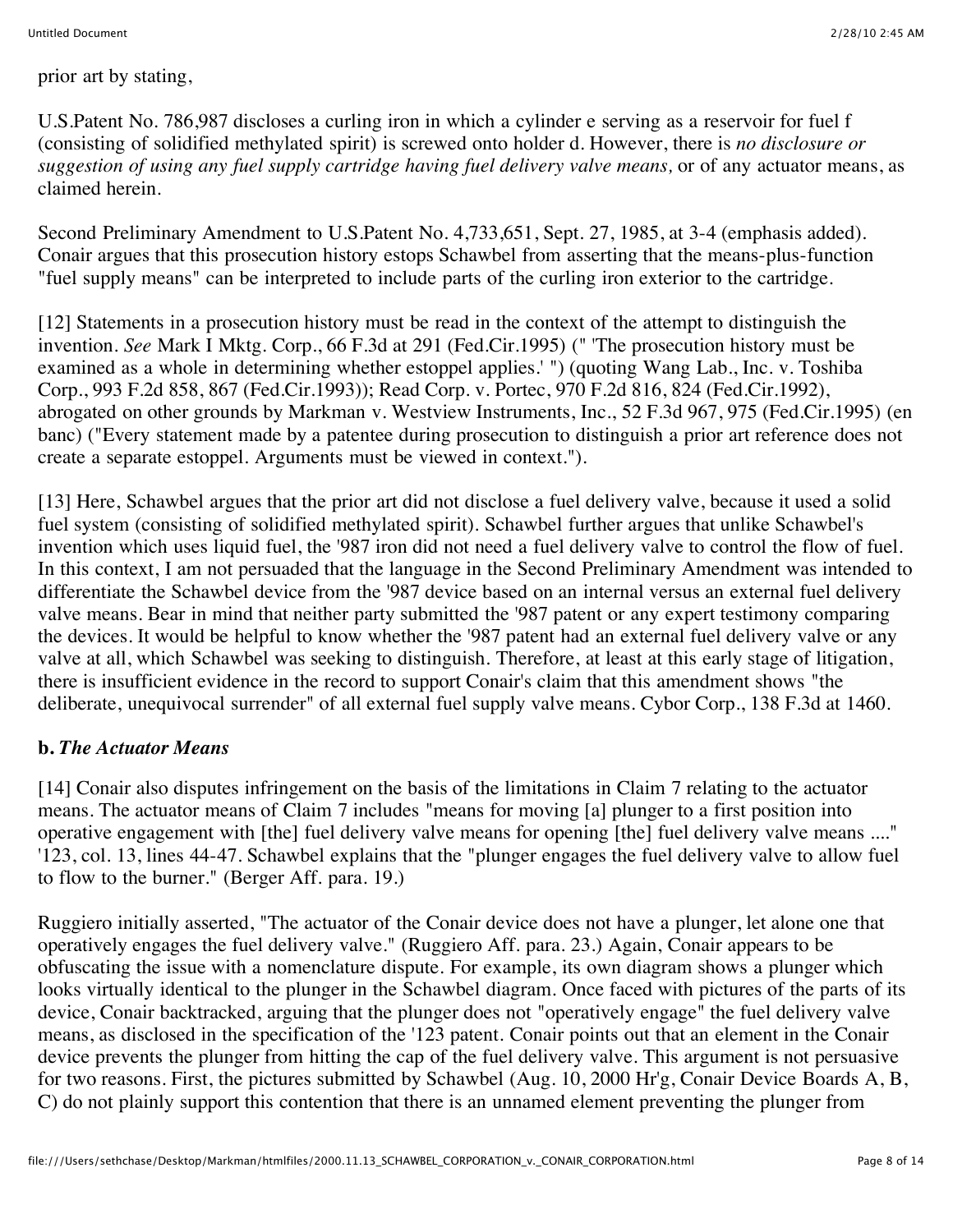prior art by stating,

U.S.Patent No. 786,987 discloses a curling iron in which a cylinder e serving as a reservoir for fuel f (consisting of solidified methylated spirit) is screwed onto holder d. However, there is *no disclosure or suggestion of using any fuel supply cartridge having fuel delivery valve means,* or of any actuator means, as claimed herein.

Second Preliminary Amendment to U.S.Patent No. 4,733,651, Sept. 27, 1985, at 3-4 (emphasis added). Conair argues that this prosecution history estops Schawbel from asserting that the means-plus-function "fuel supply means" can be interpreted to include parts of the curling iron exterior to the cartridge.

[12] Statements in a prosecution history must be read in the context of the attempt to distinguish the invention. *See* Mark I Mktg. Corp., 66 F.3d at 291 (Fed.Cir.1995) (" 'The prosecution history must be examined as a whole in determining whether estoppel applies.' ") (quoting Wang Lab., Inc. v. Toshiba Corp., 993 F.2d 858, 867 (Fed.Cir.1993)); Read Corp. v. Portec, 970 F.2d 816, 824 (Fed.Cir.1992), abrogated on other grounds by Markman v. Westview Instruments, Inc., 52 F.3d 967, 975 (Fed.Cir.1995) (en banc) ("Every statement made by a patentee during prosecution to distinguish a prior art reference does not create a separate estoppel. Arguments must be viewed in context.").

[13] Here, Schawbel argues that the prior art did not disclose a fuel delivery valve, because it used a solid fuel system (consisting of solidified methylated spirit). Schawbel further argues that unlike Schawbel's invention which uses liquid fuel, the '987 iron did not need a fuel delivery valve to control the flow of fuel. In this context, I am not persuaded that the language in the Second Preliminary Amendment was intended to differentiate the Schawbel device from the '987 device based on an internal versus an external fuel delivery valve means. Bear in mind that neither party submitted the '987 patent or any expert testimony comparing the devices. It would be helpful to know whether the '987 patent had an external fuel delivery valve or any valve at all, which Schawbel was seeking to distinguish. Therefore, at least at this early stage of litigation, there is insufficient evidence in the record to support Conair's claim that this amendment shows "the deliberate, unequivocal surrender" of all external fuel supply valve means. Cybor Corp., 138 F.3d at 1460.

**b. *The Actuator Means***

[14] Conair also disputes infringement on the basis of the limitations in Claim 7 relating to the actuator means. The actuator means of Claim 7 includes "means for moving [a] plunger to a first position into operative engagement with [the] fuel delivery valve means for opening [the] fuel delivery valve means ...." '123, col. 13, lines 44-47. Schawbel explains that the "plunger engages the fuel delivery valve to allow fuel to flow to the burner." (Berger Aff. para. 19.)

Ruggiero initially asserted, "The actuator of the Conair device does not have a plunger, let alone one that operatively engages the fuel delivery valve." (Ruggiero Aff. para. 23.) Again, Conair appears to be obfuscating the issue with a nomenclature dispute. For example, its own diagram shows a plunger which looks virtually identical to the plunger in the Schawbel diagram. Once faced with pictures of the parts of its device, Conair backtracked, arguing that the plunger does not "operatively engage" the fuel delivery valve means, as disclosed in the specification of the '123 patent. Conair points out that an element in the Conair device prevents the plunger from hitting the cap of the fuel delivery valve. This argument is not persuasive for two reasons. First, the pictures submitted by Schawbel (Aug. 10, 2000 Hr'g, Conair Device Boards A, B, C) do not plainly support this contention that there is an unnamed element preventing the plunger from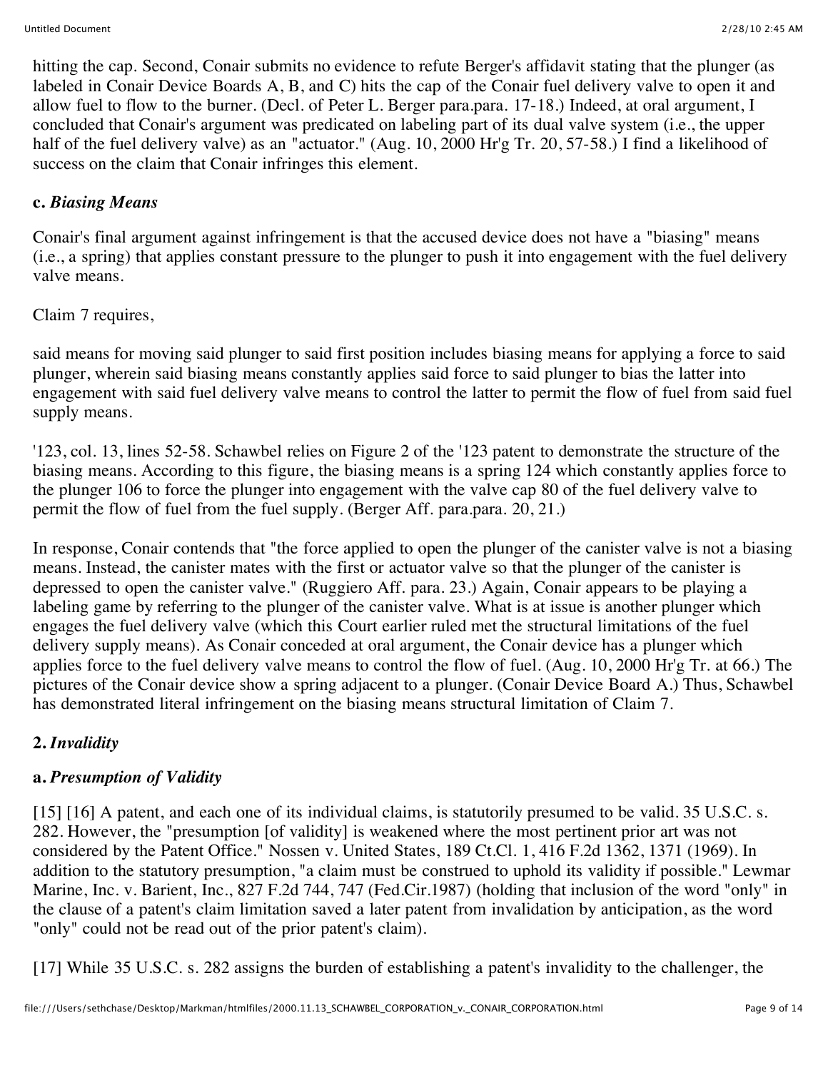hitting the cap. Second, Conair submits no evidence to refute Berger's affidavit stating that the plunger (as labeled in Conair Device Boards A, B, and C) hits the cap of the Conair fuel delivery valve to open it and allow fuel to flow to the burner. (Decl. of Peter L. Berger para.para. 17-18.) Indeed, at oral argument, I concluded that Conair's argument was predicated on labeling part of its dual valve system (i.e., the upper half of the fuel delivery valve) as an "actuator." (Aug. 10, 2000 Hr'g Tr. 20, 57-58.) I find a likelihood of success on the claim that Conair infringes this element.

### c. *Biasing Means*

Conair's final argument against infringement is that the accused device does not have a "biasing" means (i.e., a spring) that applies constant pressure to the plunger to push it into engagement with the fuel delivery valve means.

Claim 7 requires,

said means for moving said plunger to said first position includes biasing means for applying a force to said plunger, wherein said biasing means constantly applies said force to said plunger to bias the latter into engagement with said fuel delivery valve means to control the latter to permit the flow of fuel from said fuel supply means.

'123, col. 13, lines 52-58. Schawbel relies on Figure 2 of the '123 patent to demonstrate the structure of the biasing means. According to this figure, the biasing means is a spring 124 which constantly applies force to the plunger 106 to force the plunger into engagement with the valve cap 80 of the fuel delivery valve to permit the flow of fuel from the fuel supply. (Berger Aff. para.para. 20, 21.)

In response, Conair contends that "the force applied to open the plunger of the canister valve is not a biasing means. Instead, the canister mates with the first or actuator valve so that the plunger of the canister is depressed to open the canister valve." (Ruggiero Aff. para. 23.) Again, Conair appears to be playing a labeling game by referring to the plunger of the canister valve. What is at issue is another plunger which engages the fuel delivery valve (which this Court earlier ruled met the structural limitations of the fuel delivery supply means). As Conair conceded at oral argument, the Conair device has a plunger which applies force to the fuel delivery valve means to control the flow of fuel. (Aug. 10, 2000 Hr'g Tr. at 66.) The pictures of the Conair device show a spring adjacent to a plunger. (Conair Device Board A.) Thus, Schawbel has demonstrated literal infringement on the biasing means structural limitation of Claim 7.

## 2. *Invalidity*

### a. *Presumption of Validity*

[15] [16] A patent, and each one of its individual claims, is statutorily presumed to be valid. 35 U.S.C. s. 282. However, the "presumption [of validity] is weakened where the most pertinent prior art was not considered by the Patent Office." Nossen v. United States, 189 Ct.Cl. 1, 416 F.2d 1362, 1371 (1969). In addition to the statutory presumption, "a claim must be construed to uphold its validity if possible." Lewmar Marine, Inc. v. Barient, Inc., 827 F.2d 744, 747 (Fed.Cir.1987) (holding that inclusion of the word "only" in the clause of a patent's claim limitation saved a later patent from invalidation by anticipation, as the word "only" could not be read out of the prior patent's claim).

[17] While 35 U.S.C. s. 282 assigns the burden of establishing a patent's invalidity to the challenger, the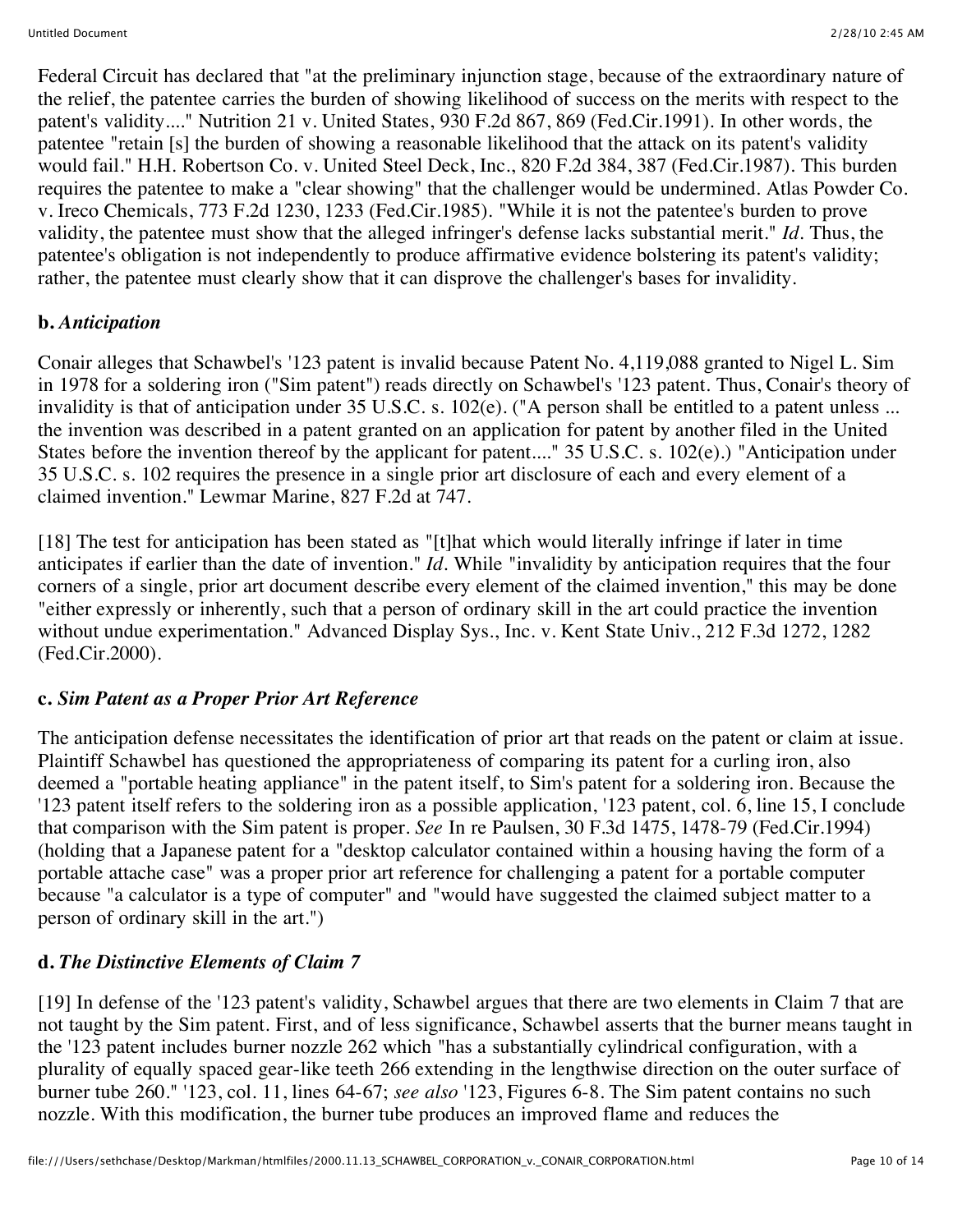Federal Circuit has declared that "at the preliminary injunction stage, because of the extraordinary nature of the relief, the patentee carries the burden of showing likelihood of success on the merits with respect to the patent's validity...." Nutrition 21 v. United States, 930 F.2d 867, 869 (Fed.Cir.1991). In other words, the patentee "retain [s] the burden of showing a reasonable likelihood that the attack on its patent's validity would fail." H.H. Robertson Co. v. United Steel Deck, Inc., 820 F.2d 384, 387 (Fed.Cir.1987). This burden requires the patentee to make a "clear showing" that the challenger would be undermined. Atlas Powder Co. v. Ireco Chemicals, 773 F.2d 1230, 1233 (Fed.Cir.1985). "While it is not the patentee's burden to prove validity, the patentee must show that the alleged infringer's defense lacks substantial merit." *Id*. Thus, the patentee's obligation is not independently to produce affirmative evidence bolstering its patent's validity; rather, the patentee must clearly show that it can disprove the challenger's bases for invalidity.

**b.** ***Anticipation***

Conair alleges that Schawbel's '123 patent is invalid because Patent No. 4,119,088 granted to Nigel L. Sim in 1978 for a soldering iron ("Sim patent") reads directly on Schawbel's '123 patent. Thus, Conair's theory of invalidity is that of anticipation under 35 U.S.C. s. 102(e). ("A person shall be entitled to a patent unless ... the invention was described in a patent granted on an application for patent by another filed in the United States before the invention thereof by the applicant for patent...." 35 U.S.C. s. 102(e).) "Anticipation under 35 U.S.C. s. 102 requires the presence in a single prior art disclosure of each and every element of a claimed invention." Lewmar Marine, 827 F.2d at 747.

[18] The test for anticipation has been stated as "[t]hat which would literally infringe if later in time anticipates if earlier than the date of invention." *Id*. While "invalidity by anticipation requires that the four corners of a single, prior art document describe every element of the claimed invention," this may be done "either expressly or inherently, such that a person of ordinary skill in the art could practice the invention without undue experimentation." Advanced Display Sys., Inc. v. Kent State Univ., 212 F.3d 1272, 1282 (Fed.Cir.2000).

**c.** ***Sim Patent as a Proper Prior Art Reference***

The anticipation defense necessitates the identification of prior art that reads on the patent or claim at issue. Plaintiff Schawbel has questioned the appropriateness of comparing its patent for a curling iron, also deemed a "portable heating appliance" in the patent itself, to Sim's patent for a soldering iron. Because the '123 patent itself refers to the soldering iron as a possible application, '123 patent, col. 6, line 15, I conclude that comparison with the Sim patent is proper. *See* In re Paulsen, 30 F.3d 1475, 1478-79 (Fed.Cir.1994) (holding that a Japanese patent for a "desktop calculator contained within a housing having the form of a portable attache case" was a proper prior art reference for challenging a patent for a portable computer because "a calculator is a type of computer" and "would have suggested the claimed subject matter to a person of ordinary skill in the art.")

**d.** ***The Distinctive Elements of Claim 7***

[19] In defense of the '123 patent's validity, Schawbel argues that there are two elements in Claim 7 that are not taught by the Sim patent. First, and of less significance, Schawbel asserts that the burner means taught in the '123 patent includes burner nozzle 262 which "has a substantially cylindrical configuration, with a plurality of equally spaced gear-like teeth 266 extending in the lengthwise direction on the outer surface of burner tube 260." '123, col. 11, lines 64-67; *see also* '123, Figures 6-8. The Sim patent contains no such nozzle. With this modification, the burner tube produces an improved flame and reduces the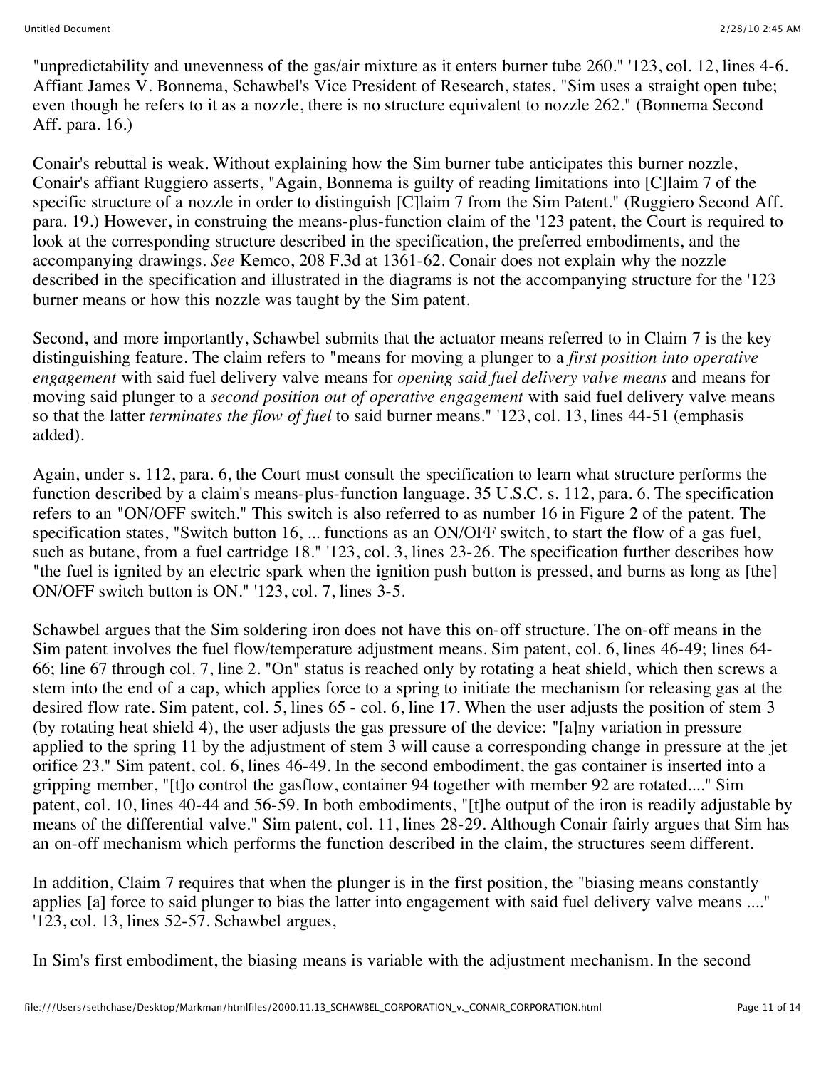"unpredictability and unevenness of the gas/air mixture as it enters burner tube 260." '123, col. 12, lines 4-6. Affiant James V. Bonnema, Schawbel's Vice President of Research, states, "Sim uses a straight open tube; even though he refers to it as a nozzle, there is no structure equivalent to nozzle 262." (Bonnema Second Aff. para. 16.)

Conair's rebuttal is weak. Without explaining how the Sim burner tube anticipates this burner nozzle, Conair's affiant Ruggiero asserts, "Again, Bonnema is guilty of reading limitations into [C]laim 7 of the specific structure of a nozzle in order to distinguish [C]laim 7 from the Sim Patent." (Ruggiero Second Aff. para. 19.) However, in construing the means-plus-function claim of the '123 patent, the Court is required to look at the corresponding structure described in the specification, the preferred embodiments, and the accompanying drawings. *See* Kemco, 208 F.3d at 1361-62. Conair does not explain why the nozzle described in the specification and illustrated in the diagrams is not the accompanying structure for the '123 burner means or how this nozzle was taught by the Sim patent.

Second, and more importantly, Schawbel submits that the actuator means referred to in Claim 7 is the key distinguishing feature. The claim refers to "means for moving a plunger to a *first position into operative engagement* with said fuel delivery valve means for *opening said fuel delivery valve means* and means for moving said plunger to a *second position out of operative engagement* with said fuel delivery valve means so that the latter *terminates the flow of fuel* to said burner means." '123, col. 13, lines 44-51 (emphasis added).

Again, under s. 112, para. 6, the Court must consult the specification to learn what structure performs the function described by a claim's means-plus-function language. 35 U.S.C. s. 112, para. 6. The specification refers to an "ON/OFF switch." This switch is also referred to as number 16 in Figure 2 of the patent. The specification states, "Switch button 16, ... functions as an ON/OFF switch, to start the flow of a gas fuel, such as butane, from a fuel cartridge 18." '123, col. 3, lines 23-26. The specification further describes how "the fuel is ignited by an electric spark when the ignition push button is pressed, and burns as long as [the] ON/OFF switch button is ON." '123, col. 7, lines 3-5.

Schawbel argues that the Sim soldering iron does not have this on-off structure. The on-off means in the Sim patent involves the fuel flow/temperature adjustment means. Sim patent, col. 6, lines 46-49; lines 64-66; line 67 through col. 7, line 2. "On" status is reached only by rotating a heat shield, which then screws a stem into the end of a cap, which applies force to a spring to initiate the mechanism for releasing gas at the desired flow rate. Sim patent, col. 5, lines 65 - col. 6, line 17. When the user adjusts the position of stem 3 (by rotating heat shield 4), the user adjusts the gas pressure of the device: "[a]ny variation in pressure applied to the spring 11 by the adjustment of stem 3 will cause a corresponding change in pressure at the jet orifice 23." Sim patent, col. 6, lines 46-49. In the second embodiment, the gas container is inserted into a gripping member, "[t]o control the gasflow, container 94 together with member 92 are rotated...." Sim patent, col. 10, lines 40-44 and 56-59. In both embodiments, "[t]he output of the iron is readily adjustable by means of the differential valve." Sim patent, col. 11, lines 28-29. Although Conair fairly argues that Sim has an on-off mechanism which performs the function described in the claim, the structures seem different.

In addition, Claim 7 requires that when the plunger is in the first position, the "biasing means constantly applies [a] force to said plunger to bias the latter into engagement with said fuel delivery valve means ...." '123, col. 13, lines 52-57. Schawbel argues,

In Sim's first embodiment, the biasing means is variable with the adjustment mechanism. In the second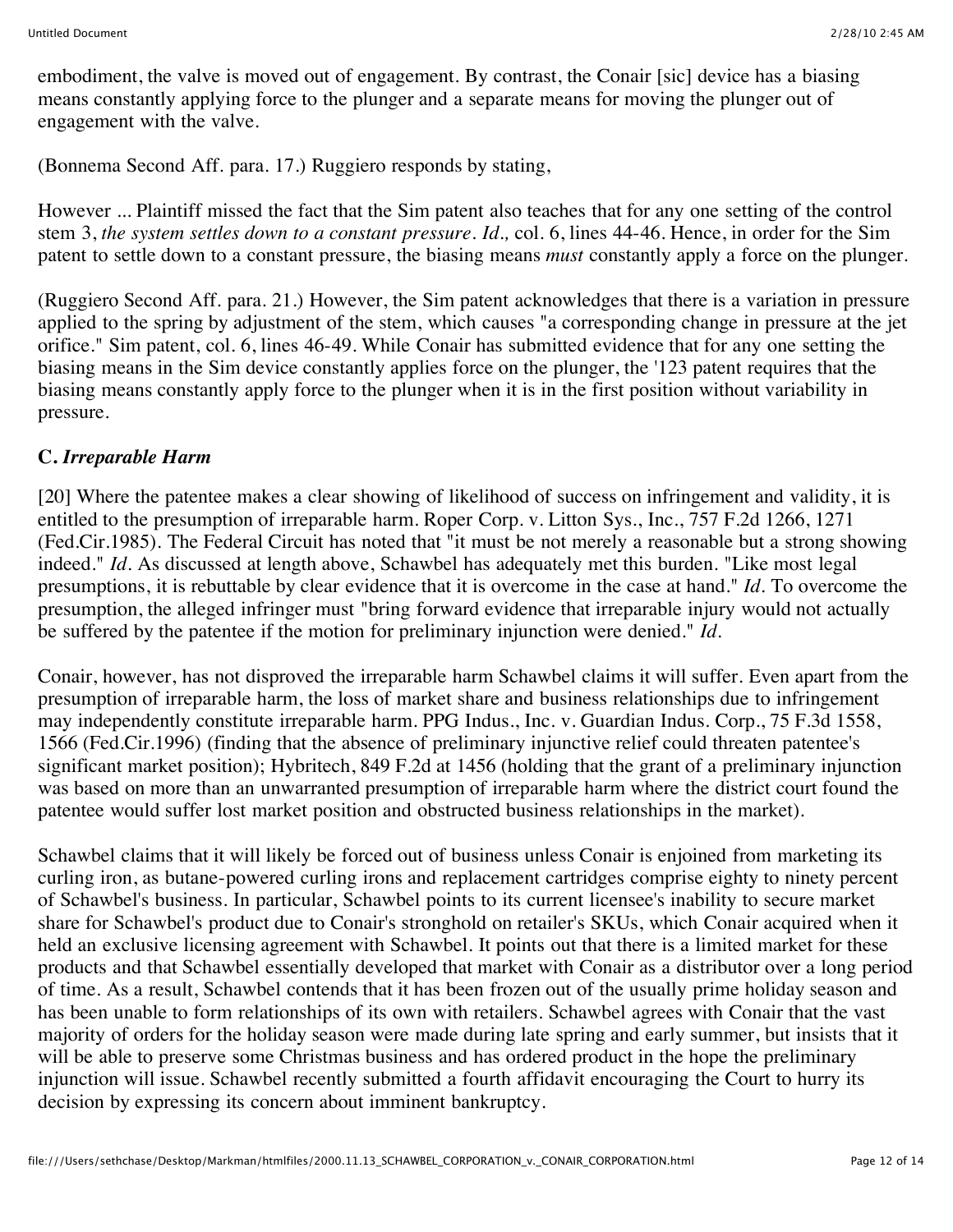embodiment, the valve is moved out of engagement. By contrast, the Conair [sic] device has a biasing means constantly applying force to the plunger and a separate means for moving the plunger out of engagement with the valve.

(Bonnema Second Aff. para. 17.) Ruggiero responds by stating,

However ... Plaintiff missed the fact that the Sim patent also teaches that for any one setting of the control stem 3, *the system settles down to a constant pressure*. *Id.,* col. 6, lines 44-46. Hence, in order for the Sim patent to settle down to a constant pressure, the biasing means *must* constantly apply a force on the plunger.

(Ruggiero Second Aff. para. 21.) However, the Sim patent acknowledges that there is a variation in pressure applied to the spring by adjustment of the stem, which causes "a corresponding change in pressure at the jet orifice." Sim patent, col. 6, lines 46-49. While Conair has submitted evidence that for any one setting the biasing means in the Sim device constantly applies force on the plunger, the '123 patent requires that the biasing means constantly apply force to the plunger when it is in the first position without variability in pressure.

### C. *Irreparable Harm*

[20] Where the patentee makes a clear showing of likelihood of success on infringement and validity, it is entitled to the presumption of irreparable harm. Roper Corp. v. Litton Sys., Inc., 757 F.2d 1266, 1271 (Fed.Cir.1985). The Federal Circuit has noted that "it must be not merely a reasonable but a strong showing indeed." *Id.* As discussed at length above, Schawbel has adequately met this burden. "Like most legal presumptions, it is rebuttable by clear evidence that it is overcome in the case at hand." *Id.* To overcome the presumption, the alleged infringer must "bring forward evidence that irreparable injury would not actually be suffered by the patentee if the motion for preliminary injunction were denied." *Id.*

Conair, however, has not disproved the irreparable harm Schawbel claims it will suffer. Even apart from the presumption of irreparable harm, the loss of market share and business relationships due to infringement may independently constitute irreparable harm. PPG Indus., Inc. v. Guardian Indus. Corp., 75 F.3d 1558, 1566 (Fed.Cir.1996) (finding that the absence of preliminary injunctive relief could threaten patentee's significant market position); Hybritech, 849 F.2d at 1456 (holding that the grant of a preliminary injunction was based on more than an unwarranted presumption of irreparable harm where the district court found the patentee would suffer lost market position and obstructed business relationships in the market).

Schawbel claims that it will likely be forced out of business unless Conair is enjoined from marketing its curling iron, as butane-powered curling irons and replacement cartridges comprise eighty to ninety percent of Schawbel's business. In particular, Schawbel points to its current licensee's inability to secure market share for Schawbel's product due to Conair's stronghold on retailer's SKUs, which Conair acquired when it held an exclusive licensing agreement with Schawbel. It points out that there is a limited market for these products and that Schawbel essentially developed that market with Conair as a distributor over a long period of time. As a result, Schawbel contends that it has been frozen out of the usually prime holiday season and has been unable to form relationships of its own with retailers. Schawbel agrees with Conair that the vast majority of orders for the holiday season were made during late spring and early summer, but insists that it will be able to preserve some Christmas business and has ordered product in the hope the preliminary injunction will issue. Schawbel recently submitted a fourth affidavit encouraging the Court to hurry its decision by expressing its concern about imminent bankruptcy.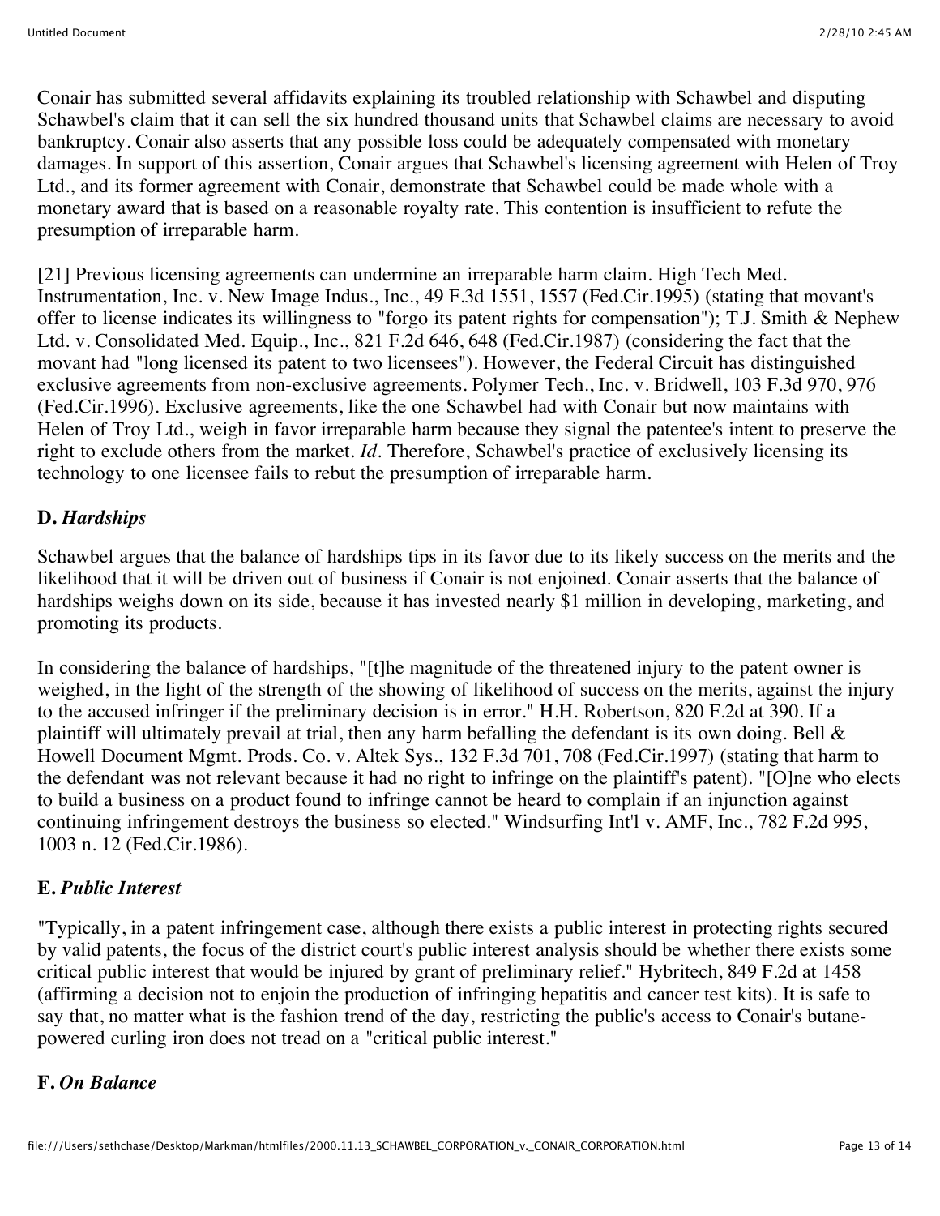Conair has submitted several affidavits explaining its troubled relationship with Schawbel and disputing Schawbel's claim that it can sell the six hundred thousand units that Schawbel claims are necessary to avoid bankruptcy. Conair also asserts that any possible loss could be adequately compensated with monetary damages. In support of this assertion, Conair argues that Schawbel's licensing agreement with Helen of Troy Ltd., and its former agreement with Conair, demonstrate that Schawbel could be made whole with a monetary award that is based on a reasonable royalty rate. This contention is insufficient to refute the presumption of irreparable harm.

[21] Previous licensing agreements can undermine an irreparable harm claim. High Tech Med. Instrumentation, Inc. v. New Image Indus., Inc., 49 F.3d 1551, 1557 (Fed.Cir.1995) (stating that movant's offer to license indicates its willingness to "forgo its patent rights for compensation"); T.J. Smith & Nephew Ltd. v. Consolidated Med. Equip., Inc., 821 F.2d 646, 648 (Fed.Cir.1987) (considering the fact that the movant had "long licensed its patent to two licensees"). However, the Federal Circuit has distinguished exclusive agreements from non-exclusive agreements. Polymer Tech., Inc. v. Bridwell, 103 F.3d 970, 976 (Fed.Cir.1996). Exclusive agreements, like the one Schawbel had with Conair but now maintains with Helen of Troy Ltd., weigh in favor irreparable harm because they signal the patentee's intent to preserve the right to exclude others from the market. *Id*. Therefore, Schawbel's practice of exclusively licensing its technology to one licensee fails to rebut the presumption of irreparable harm.

### D. *Hardships*

Schawbel argues that the balance of hardships tips in its favor due to its likely success on the merits and the likelihood that it will be driven out of business if Conair is not enjoined. Conair asserts that the balance of hardships weighs down on its side, because it has invested nearly $1 million in developing, marketing, and promoting its products.

In considering the balance of hardships, "[t]he magnitude of the threatened injury to the patent owner is weighed, in the light of the strength of the showing of likelihood of success on the merits, against the injury to the accused infringer if the preliminary decision is in error." H.H. Robertson, 820 F.2d at 390. If a plaintiff will ultimately prevail at trial, then any harm befalling the defendant is its own doing. Bell & Howell Document Mgmt. Prods. Co. v. Altek Sys., 132 F.3d 701, 708 (Fed.Cir.1997) (stating that harm to the defendant was not relevant because it had no right to infringe on the plaintiff's patent). "[O]ne who elects to build a business on a product found to infringe cannot be heard to complain if an injunction against continuing infringement destroys the business so elected." Windsurfing Int'l v. AMF, Inc., 782 F.2d 995, 1003 n. 12 (Fed.Cir.1986).

### E. *Public Interest*

"Typically, in a patent infringement case, although there exists a public interest in protecting rights secured by valid patents, the focus of the district court's public interest analysis should be whether there exists some critical public interest that would be injured by grant of preliminary relief." Hybritech, 849 F.2d at 1458 (affirming a decision not to enjoin the production of infringing hepatitis and cancer test kits). It is safe to say that, no matter what is the fashion trend of the day, restricting the public's access to Conair's butane-powered curling iron does not tread on a "critical public interest."

### F. *On Balance*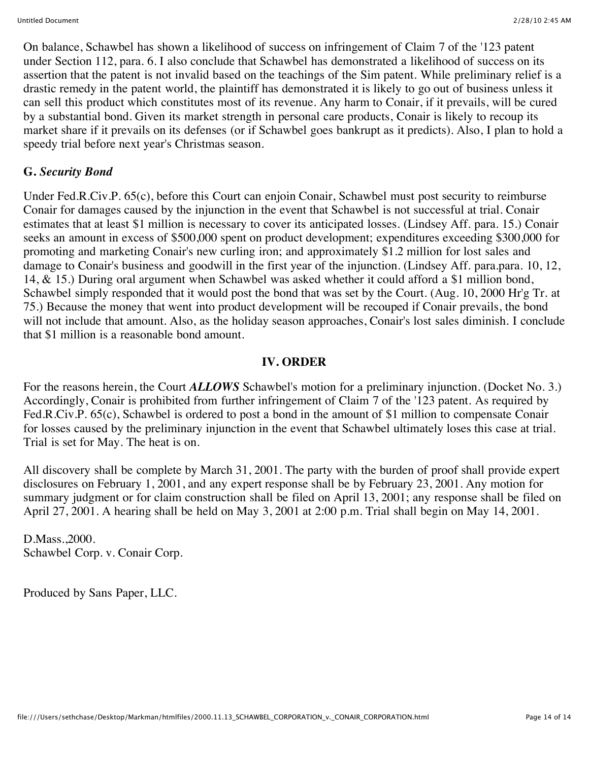On balance, Schawbel has shown a likelihood of success on infringement of Claim 7 of the '123 patent under Section 112, para. 6. I also conclude that Schawbel has demonstrated a likelihood of success on its assertion that the patent is not invalid based on the teachings of the Sim patent. While preliminary relief is a drastic remedy in the patent world, the plaintiff has demonstrated it is likely to go out of business unless it can sell this product which constitutes most of its revenue. Any harm to Conair, if it prevails, will be cured by a substantial bond. Given its market strength in personal care products, Conair is likely to recoup its market share if it prevails on its defenses (or if Schawbel goes bankrupt as it predicts). Also, I plan to hold a speedy trial before next year's Christmas season.

### G. *Security Bond*

Under Fed.R.Civ.P. 65(c), before this Court can enjoin Conair, Schawbel must post security to reimburse Conair for damages caused by the injunction in the event that Schawbel is not successful at trial. Conair estimates that at least $1 million is necessary to cover its anticipated losses. (Lindsey Aff. para. 15.) Conair seeks an amount in excess of $500,000 spent on product development; expenditures exceeding $300,000 for promoting and marketing Conair's new curling iron; and approximately $1.2 million for lost sales and damage to Conair's business and goodwill in the first year of the injunction. (Lindsey Aff. para.para. 10, 12, 14, & 15.) During oral argument when Schawbel was asked whether it could afford a $1 million bond, Schawbel simply responded that it would post the bond that was set by the Court. (Aug. 10, 2000 Hr'g Tr. at 75.) Because the money that went into product development will be recouped if Conair prevails, the bond will not include that amount. Also, as the holiday season approaches, Conair's lost sales diminish. I conclude that $1 million is a reasonable bond amount.

## IV. ORDER

For the reasons herein, the Court ***ALLOWS*** Schawbel's motion for a preliminary injunction. (Docket No. 3.) Accordingly, Conair is prohibited from further infringement of Claim 7 of the '123 patent. As required by Fed.R.Civ.P. 65(c), Schawbel is ordered to post a bond in the amount of $1 million to compensate Conair for losses caused by the preliminary injunction in the event that Schawbel ultimately loses this case at trial. Trial is set for May. The heat is on.

All discovery shall be complete by March 31, 2001. The party with the burden of proof shall provide expert disclosures on February 1, 2001, and any expert response shall be by February 23, 2001. Any motion for summary judgment or for claim construction shall be filed on April 13, 2001; any response shall be filed on April 27, 2001. A hearing shall be held on May 3, 2001 at 2:00 p.m. Trial shall begin on May 14, 2001.

D.Mass.,2000.
Schawbel Corp. v. Conair Corp.

Produced by Sans Paper, LLC.